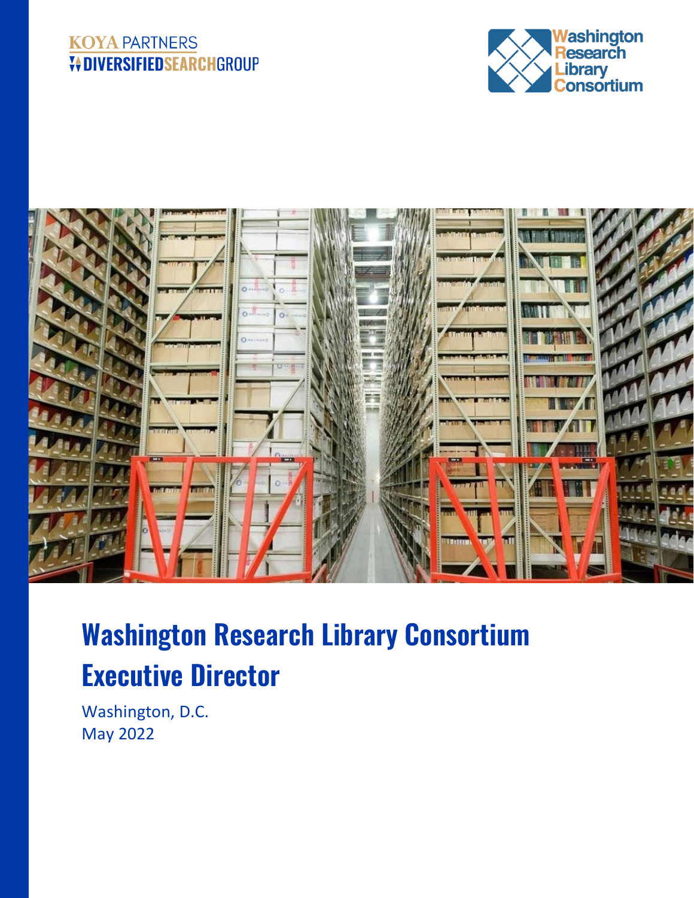KOYA PARTNERS
DIVERSIFIEDSEARCHGROUP

Washington Research Library Consortium

# Washington Research Library Consortium Executive Director

Washington, D.C.
May 2022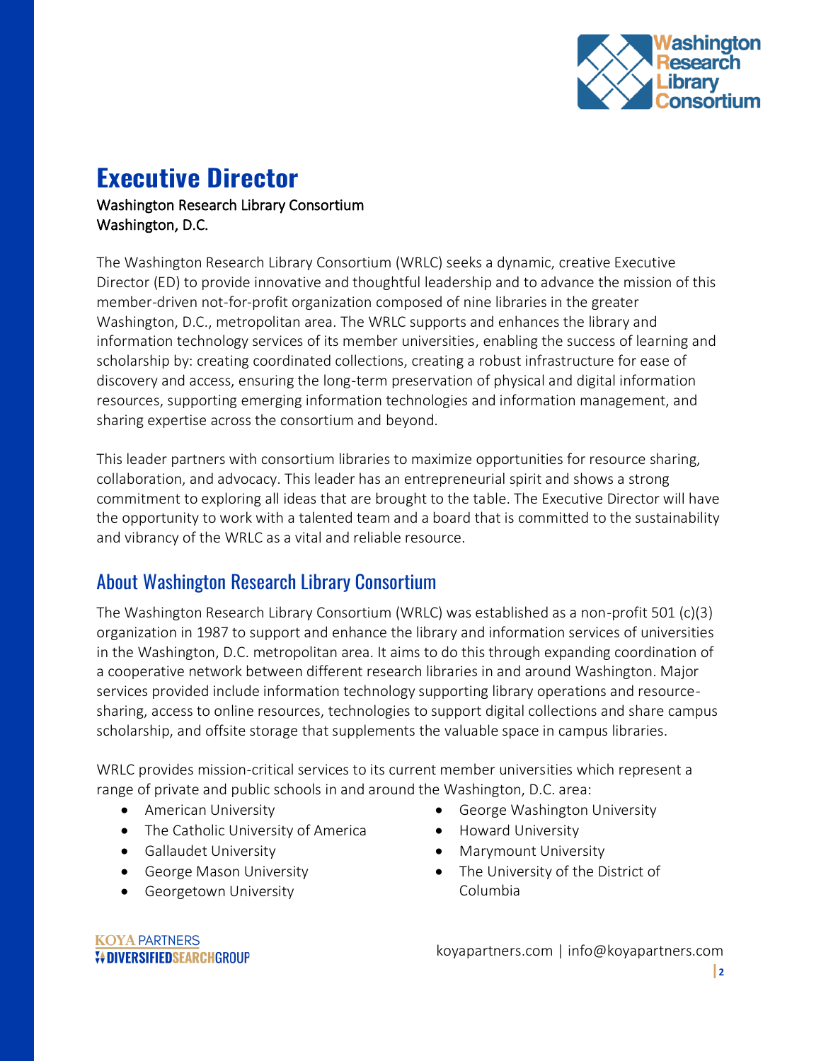# Executive Director

Washington Research Library Consortium
Washington, D.C.

The Washington Research Library Consortium (WRLC) seeks a dynamic, creative Executive Director (ED) to provide innovative and thoughtful leadership and to advance the mission of this member-driven not-for-profit organization composed of nine libraries in the greater Washington, D.C., metropolitan area. The WRLC supports and enhances the library and information technology services of its member universities, enabling the success of learning and scholarship by: creating coordinated collections, creating a robust infrastructure for ease of discovery and access, ensuring the long-term preservation of physical and digital information resources, supporting emerging information technologies and information management, and sharing expertise across the consortium and beyond.

This leader partners with consortium libraries to maximize opportunities for resource sharing, collaboration, and advocacy. This leader has an entrepreneurial spirit and shows a strong commitment to exploring all ideas that are brought to the table. The Executive Director will have the opportunity to work with a talented team and a board that is committed to the sustainability and vibrancy of the WRLC as a vital and reliable resource.

## About Washington Research Library Consortium

The Washington Research Library Consortium (WRLC) was established as a non-profit 501 (c)(3) organization in 1987 to support and enhance the library and information services of universities in the Washington, D.C. metropolitan area. It aims to do this through expanding coordination of a cooperative network between different research libraries in and around Washington. Major services provided include information technology supporting library operations and resource-sharing, access to online resources, technologies to support digital collections and share campus scholarship, and offsite storage that supplements the valuable space in campus libraries.

WRLC provides mission-critical services to its current member universities which represent a range of private and public schools in and around the Washington, D.C. area:

- American University
- The Catholic University of America
- Gallaudet University
- George Mason University
- Georgetown University
- George Washington University
- Howard University
- Marymount University
- The University of the District of Columbia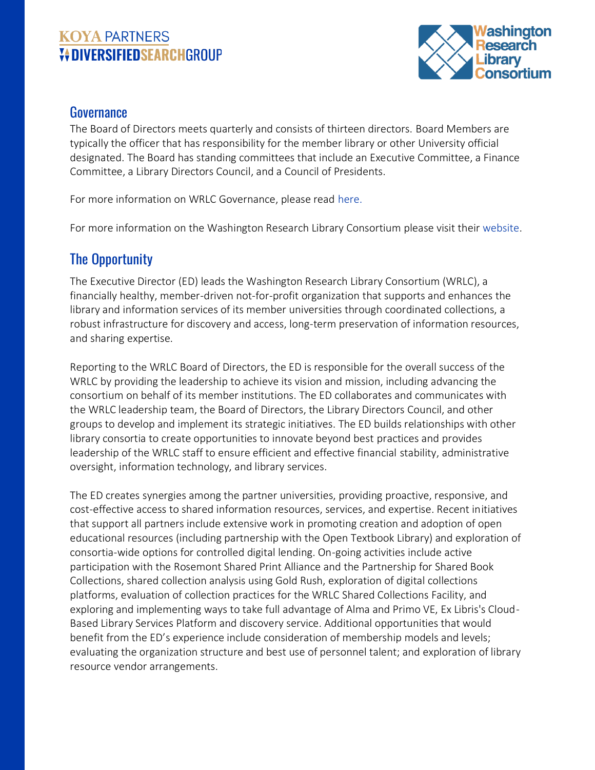## Governance

The Board of Directors meets quarterly and consists of thirteen directors. Board Members are typically the officer that has responsibility for the member library or other University official designated. The Board has standing committees that include an Executive Committee, a Finance Committee, a Library Directors Council, and a Council of Presidents.

For more information on WRLC Governance, please read here.

For more information on the Washington Research Library Consortium please visit their website.

## The Opportunity

The Executive Director (ED) leads the Washington Research Library Consortium (WRLC), a financially healthy, member-driven not-for-profit organization that supports and enhances the library and information services of its member universities through coordinated collections, a robust infrastructure for discovery and access, long-term preservation of information resources, and sharing expertise.

Reporting to the WRLC Board of Directors, the ED is responsible for the overall success of the WRLC by providing the leadership to achieve its vision and mission, including advancing the consortium on behalf of its member institutions. The ED collaborates and communicates with the WRLC leadership team, the Board of Directors, the Library Directors Council, and other groups to develop and implement its strategic initiatives. The ED builds relationships with other library consortia to create opportunities to innovate beyond best practices and provides leadership of the WRLC staff to ensure efficient and effective financial stability, administrative oversight, information technology, and library services.

The ED creates synergies among the partner universities, providing proactive, responsive, and cost-effective access to shared information resources, services, and expertise. Recent initiatives that support all partners include extensive work in promoting creation and adoption of open educational resources (including partnership with the Open Textbook Library) and exploration of consortia-wide options for controlled digital lending. On-going activities include active participation with the Rosemont Shared Print Alliance and the Partnership for Shared Book Collections, shared collection analysis using Gold Rush, exploration of digital collections platforms, evaluation of collection practices for the WRLC Shared Collections Facility, and exploring and implementing ways to take full advantage of Alma and Primo VE, Ex Libris's Cloud-Based Library Services Platform and discovery service. Additional opportunities that would benefit from the ED's experience include consideration of membership models and levels; evaluating the organization structure and best use of personnel talent; and exploration of library resource vendor arrangements.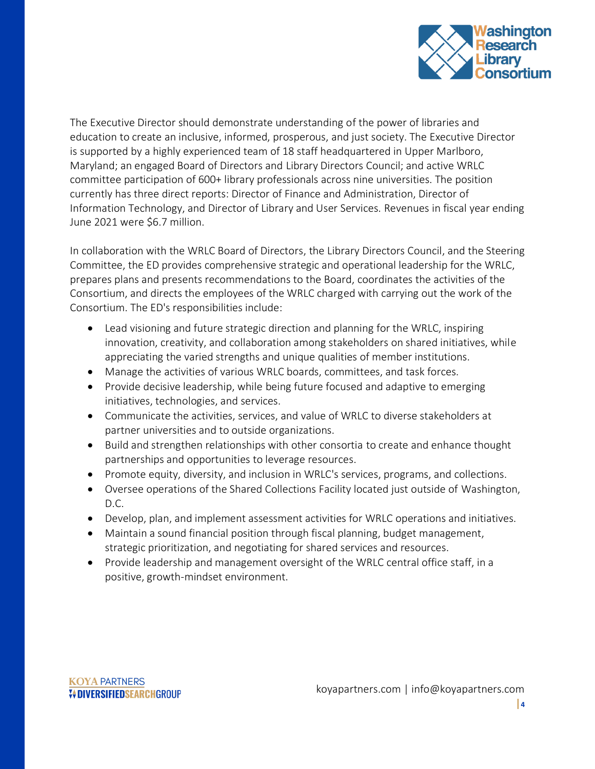The Executive Director should demonstrate understanding of the power of libraries and education to create an inclusive, informed, prosperous, and just society. The Executive Director is supported by a highly experienced team of 18 staff headquartered in Upper Marlboro, Maryland; an engaged Board of Directors and Library Directors Council; and active WRLC committee participation of 600+ library professionals across nine universities. The position currently has three direct reports: Director of Finance and Administration, Director of Information Technology, and Director of Library and User Services. Revenues in fiscal year ending June 2021 were $6.7 million.

In collaboration with the WRLC Board of Directors, the Library Directors Council, and the Steering Committee, the ED provides comprehensive strategic and operational leadership for the WRLC, prepares plans and presents recommendations to the Board, coordinates the activities of the Consortium, and directs the employees of the WRLC charged with carrying out the work of the Consortium. The ED's responsibilities include:

- Lead visioning and future strategic direction and planning for the WRLC, inspiring innovation, creativity, and collaboration among stakeholders on shared initiatives, while appreciating the varied strengths and unique qualities of member institutions.
- Manage the activities of various WRLC boards, committees, and task forces.
- Provide decisive leadership, while being future focused and adaptive to emerging initiatives, technologies, and services.
- Communicate the activities, services, and value of WRLC to diverse stakeholders at partner universities and to outside organizations.
- Build and strengthen relationships with other consortia to create and enhance thought partnerships and opportunities to leverage resources.
- Promote equity, diversity, and inclusion in WRLC's services, programs, and collections.
- Oversee operations of the Shared Collections Facility located just outside of Washington, D.C.
- Develop, plan, and implement assessment activities for WRLC operations and initiatives.
- Maintain a sound financial position through fiscal planning, budget management, strategic prioritization, and negotiating for shared services and resources.
- Provide leadership and management oversight of the WRLC central office staff, in a positive, growth-mindset environment.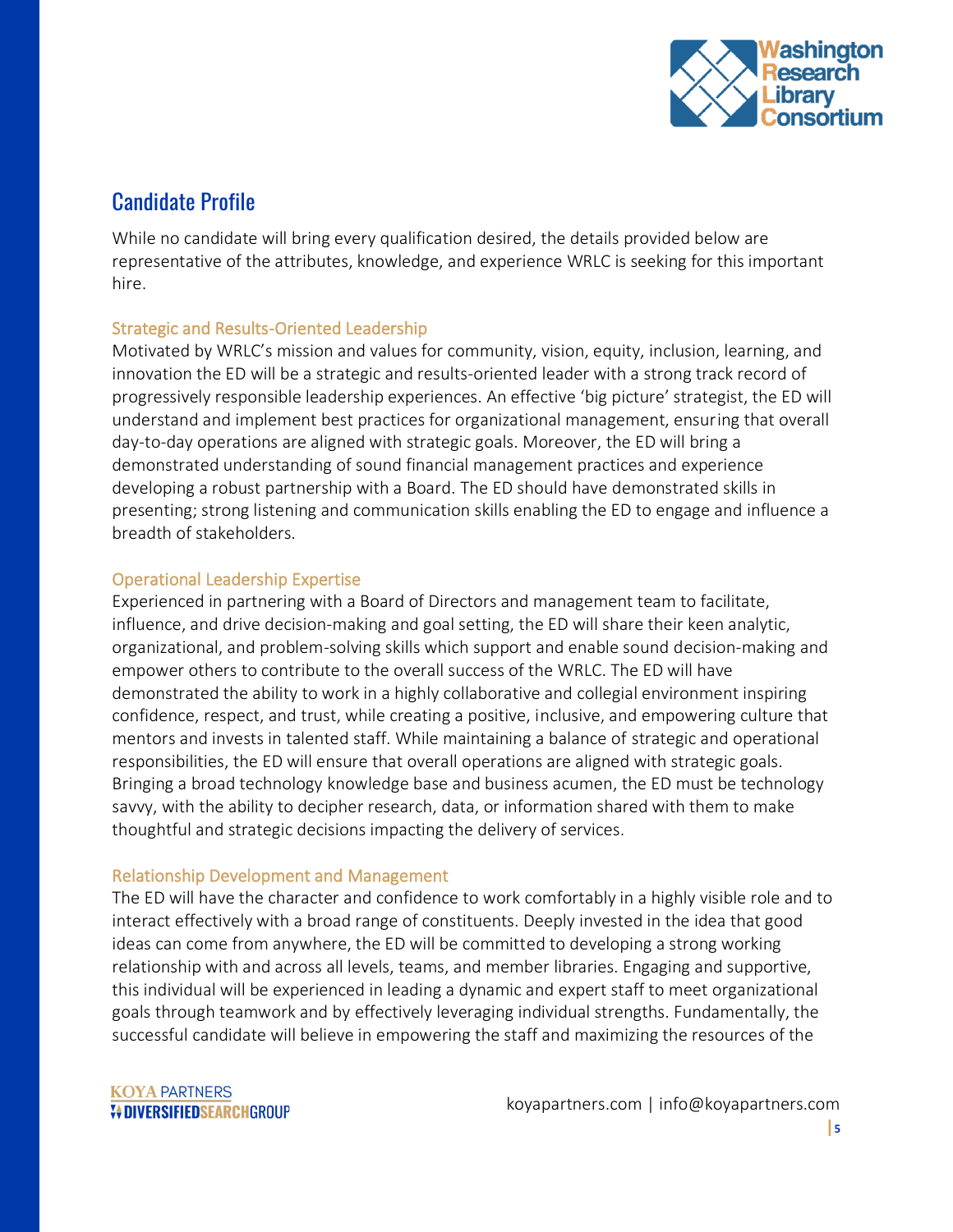## Candidate Profile

While no candidate will bring every qualification desired, the details provided below are representative of the attributes, knowledge, and experience WRLC is seeking for this important hire.

### Strategic and Results-Oriented Leadership

Motivated by WRLC's mission and values for community, vision, equity, inclusion, learning, and innovation the ED will be a strategic and results-oriented leader with a strong track record of progressively responsible leadership experiences. An effective 'big picture' strategist, the ED will understand and implement best practices for organizational management, ensuring that overall day-to-day operations are aligned with strategic goals. Moreover, the ED will bring a demonstrated understanding of sound financial management practices and experience developing a robust partnership with a Board. The ED should have demonstrated skills in presenting; strong listening and communication skills enabling the ED to engage and influence a breadth of stakeholders.

### Operational Leadership Expertise

Experienced in partnering with a Board of Directors and management team to facilitate, influence, and drive decision-making and goal setting, the ED will share their keen analytic, organizational, and problem-solving skills which support and enable sound decision-making and empower others to contribute to the overall success of the WRLC. The ED will have demonstrated the ability to work in a highly collaborative and collegial environment inspiring confidence, respect, and trust, while creating a positive, inclusive, and empowering culture that mentors and invests in talented staff. While maintaining a balance of strategic and operational responsibilities, the ED will ensure that overall operations are aligned with strategic goals. Bringing a broad technology knowledge base and business acumen, the ED must be technology savvy, with the ability to decipher research, data, or information shared with them to make thoughtful and strategic decisions impacting the delivery of services.

### Relationship Development and Management

The ED will have the character and confidence to work comfortably in a highly visible role and to interact effectively with a broad range of constituents. Deeply invested in the idea that good ideas can come from anywhere, the ED will be committed to developing a strong working relationship with and across all levels, teams, and member libraries. Engaging and supportive, this individual will be experienced in leading a dynamic and expert staff to meet organizational goals through teamwork and by effectively leveraging individual strengths. Fundamentally, the successful candidate will believe in empowering the staff and maximizing the resources of the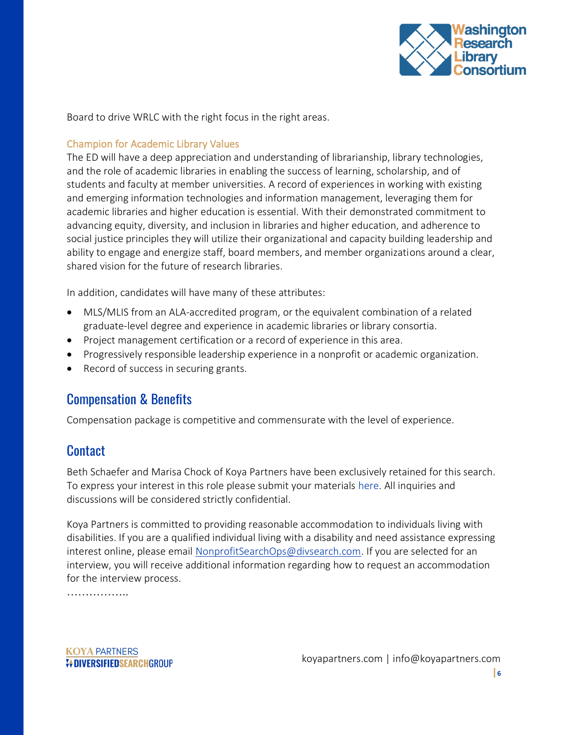Board to drive WRLC with the right focus in the right areas.

### Champion for Academic Library Values

The ED will have a deep appreciation and understanding of librarianship, library technologies, and the role of academic libraries in enabling the success of learning, scholarship, and of students and faculty at member universities. A record of experiences in working with existing and emerging information technologies and information management, leveraging them for academic libraries and higher education is essential. With their demonstrated commitment to advancing equity, diversity, and inclusion in libraries and higher education, and adherence to social justice principles they will utilize their organizational and capacity building leadership and ability to engage and energize staff, board members, and member organizations around a clear, shared vision for the future of research libraries.

In addition, candidates will have many of these attributes:

- MLS/MLIS from an ALA-accredited program, or the equivalent combination of a related graduate-level degree and experience in academic libraries or library consortia.
- Project management certification or a record of experience in this area.
- Progressively responsible leadership experience in a nonprofit or academic organization.
- Record of success in securing grants.

## Compensation & Benefits

Compensation package is competitive and commensurate with the level of experience.

## Contact

Beth Schaefer and Marisa Chock of Koya Partners have been exclusively retained for this search. To express your interest in this role please submit your materials here. All inquiries and discussions will be considered strictly confidential.

Koya Partners is committed to providing reasonable accommodation to individuals living with disabilities. If you are a qualified individual living with a disability and need assistance expressing interest online, please email NonprofitSearchOps@divsearch.com. If you are selected for an interview, you will receive additional information regarding how to request an accommodation for the interview process.

……………..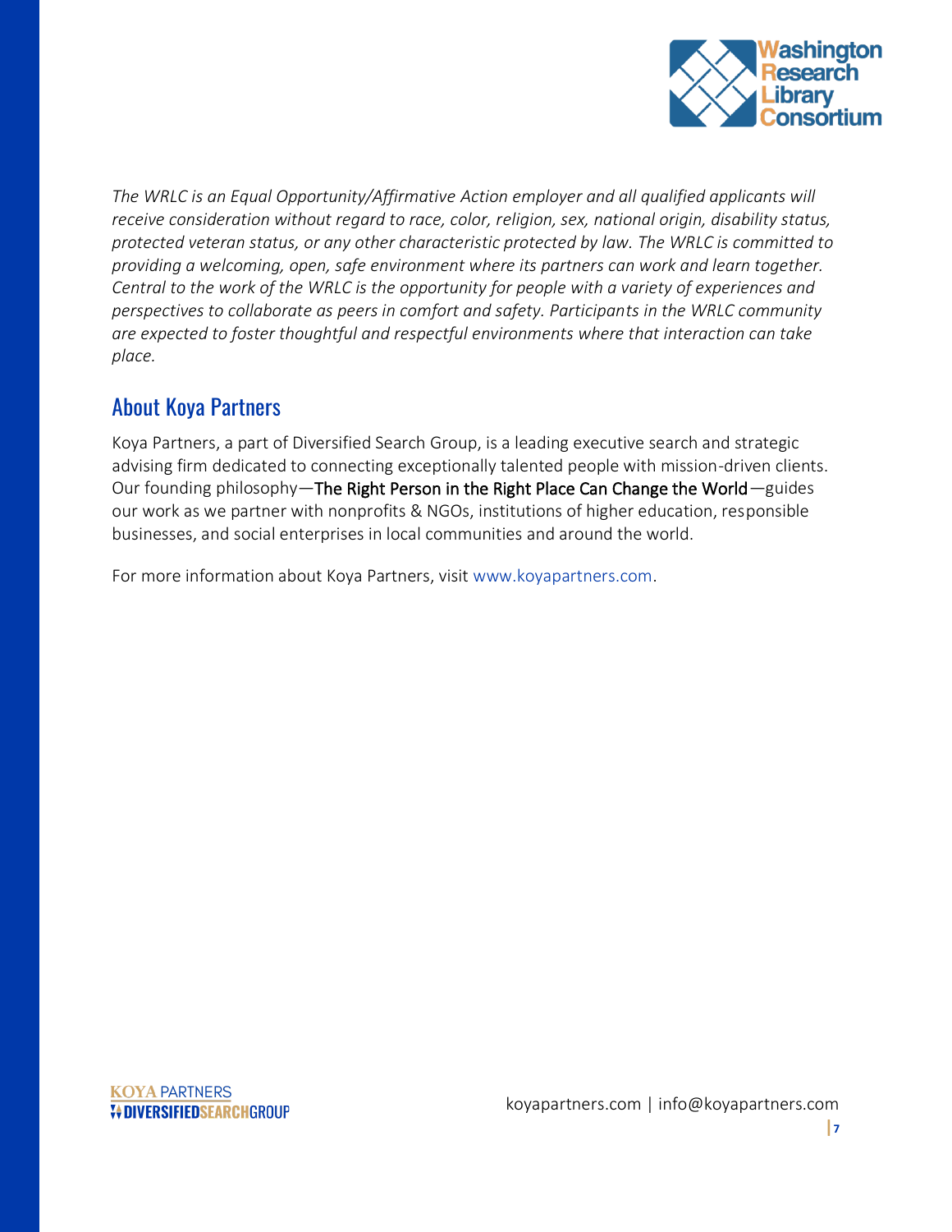*The WRLC is an Equal Opportunity/Affirmative Action employer and all qualified applicants will receive consideration without regard to race, color, religion, sex, national origin, disability status, protected veteran status, or any other characteristic protected by law. The WRLC is committed to providing a welcoming, open, safe environment where its partners can work and learn together. Central to the work of the WRLC is the opportunity for people with a variety of experiences and perspectives to collaborate as peers in comfort and safety. Participants in the WRLC community are expected to foster thoughtful and respectful environments where that interaction can take place.*

## About Koya Partners

Koya Partners, a part of Diversified Search Group, is a leading executive search and strategic advising firm dedicated to connecting exceptionally talented people with mission-driven clients. Our founding philosophy—The Right Person in the Right Place Can Change the World—guides our work as we partner with nonprofits & NGOs, institutions of higher education, responsible businesses, and social enterprises in local communities and around the world.

For more information about Koya Partners, visit www.koyapartners.com.